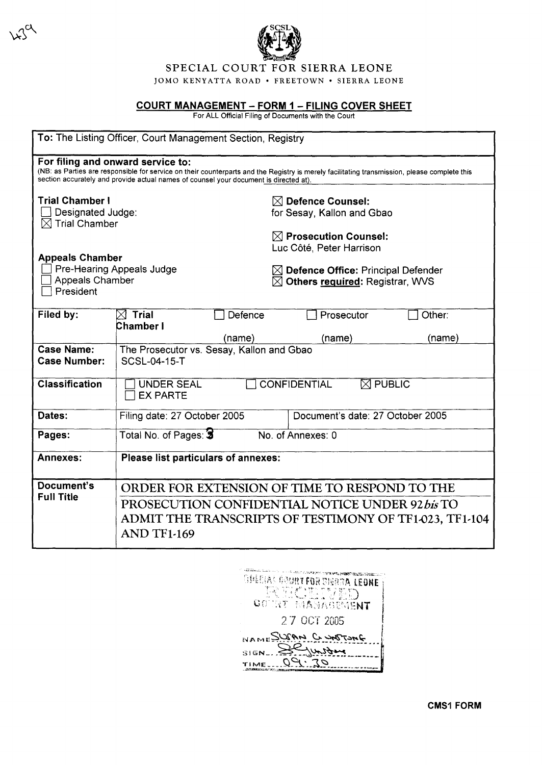# SPECIAL COURT FOR SIERRA LEONE

JOMO KENYATTA ROAD • FREETOWN • SIERRA LEONE

## COURT MANAGEMENT – FORM 1 – FILING COVER SHEET

For ALL Official Filing of Documents with the Court

**To:** The Listing Officer, Court Management Section, Registry

**For filing and onward service to:**
(NB: as Parties are responsible for service on their counterparts and the Registry is merely facilitating transmission, please complete this section accurately and provide actual names of counsel your document is directed at).

**Trial Chamber I**
- ☐ Designated Judge:
- ☒ Trial Chamber

**Appeals Chamber**
- ☐ Pre-Hearing Appeals Judge
- ☐ Appeals Chamber
- ☐ President

☒ **Defence Counsel:** for Sesay, Kallon and Gbao

☒ **Prosecution Counsel:** Luc Côté, Peter Harrison

☒ **Defence Office:** Principal Defender

☒ **Others required:** Registrar, WVS

| | | | | |
|---|---|---|---|---|
| **Filed by:** | ☒ **Trial Chamber I** | ☐ Defence (name) | ☐ Prosecutor (name) | ☐ Other: (name) |
| **Case Name:** **Case Number:** | The Prosecutor vs. Sesay, Kallon and Gbao SCSL-04-15-T | | | |
| **Classification** | ☐ UNDER SEAL ☐ EX PARTE | ☐ CONFIDENTIAL | ☒ PUBLIC | |
| **Dates:** | Filing date: 27 October 2005 | Document's date: 27 October 2005 | | |
| **Pages:** | Total No. of Pages: 3 | No. of Annexes: 0 | | |
| **Annexes:** | **Please list particulars of annexes:** | | | |
| **Document's Full Title** | ORDER FOR EXTENSION OF TIME TO RESPOND TO THE PROSECUTION CONFIDENTIAL NOTICE UNDER 92*bis* TO ADMIT THE TRANSCRIPTS OF TESTIMONY OF TF1-023, TF1-104 AND TF1-169 | | | |

SPECIAL COURT FOR SIERRA LEONE
RECEIVED
COURT MANAGEMENT
27 OCT 2005
NAME Susan G. Wiltshire
SIGN
TIME 09:30

CMS1 FORM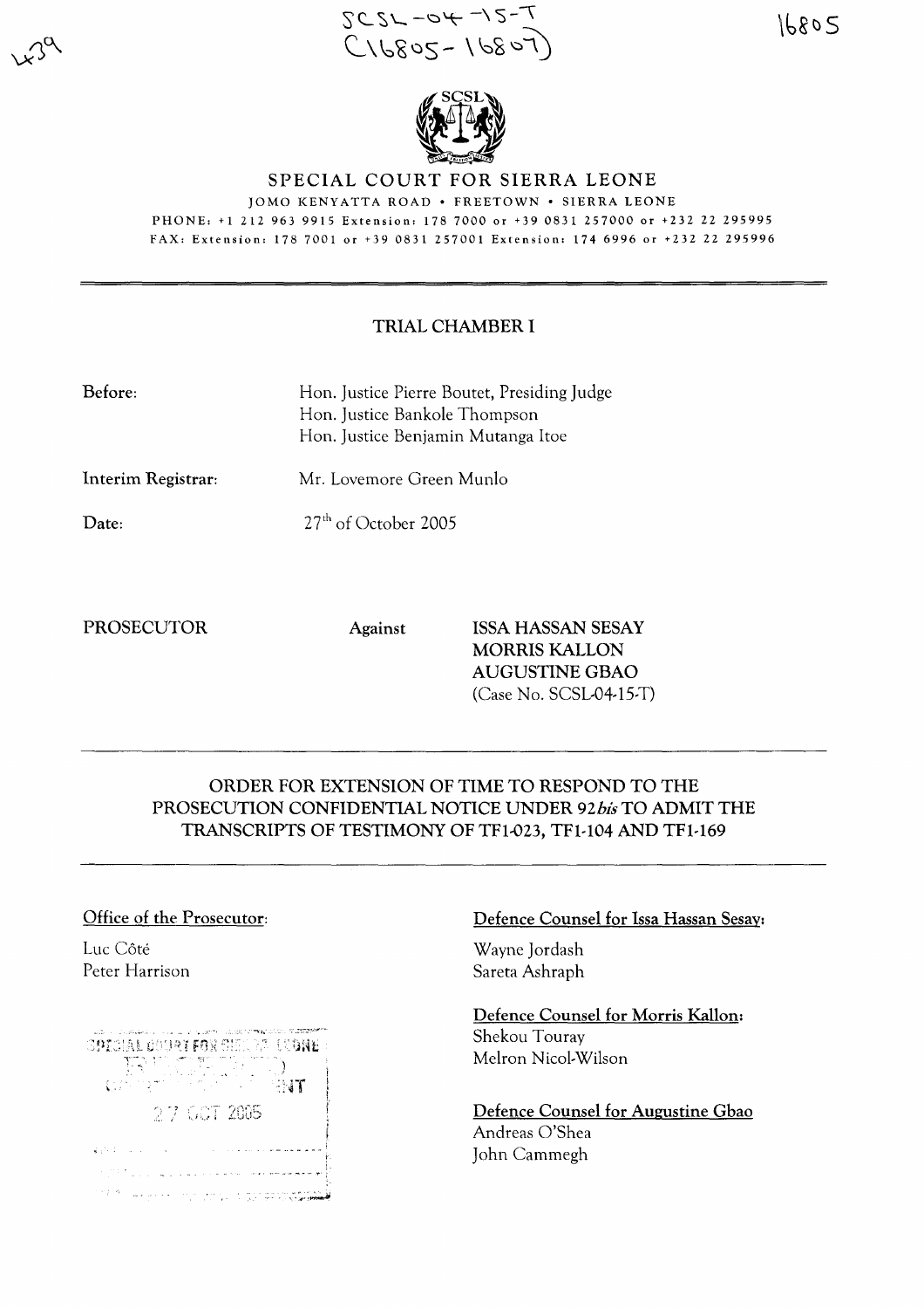SCSL-04-15-T
(16805-16807)

# SPECIAL COURT FOR SIERRA LEONE

JOMO KENYATTA ROAD • FREETOWN • SIERRA LEONE

PHONE: +1 212 963 9915 Extension: 178 7000 or +39 0831 257000 or +232 22 295995

FAX: Extension: 178 7001 or +39 0831 257001 Extension: 174 6996 or +232 22 295996

## TRIAL CHAMBER I

**Before:** Hon. Justice Pierre Boutet, Presiding Judge
Hon. Justice Bankole Thompson
Hon. Justice Benjamin Mutanga Itoe

**Interim Registrar:** Mr. Lovemore Green Munlo

**Date:** 27th of October 2005

PROSECUTOR **Against** **ISSA HASSAN SESAY**
**MORRIS KALLON**
**AUGUSTINE GBAO**
(Case No. SCSL-04-15-T)

## ORDER FOR EXTENSION OF TIME TO RESPOND TO THE PROSECUTION CONFIDENTIAL NOTICE UNDER 92*bis* TO ADMIT THE TRANSCRIPTS OF TESTIMONY OF TF1-023, TF1-104 AND TF1-169

**Office of the Prosecutor:**

Luc Côté
Peter Harrison

**Defence Counsel for Issa Hassan Sesay:**

Wayne Jordash
Sareta Ashraph

**Defence Counsel for Morris Kallon:**

Shekou Touray
Melron Nicol-Wilson

**Defence Counsel for Augustine Gbao**

Andreas O'Shea
John Cammegh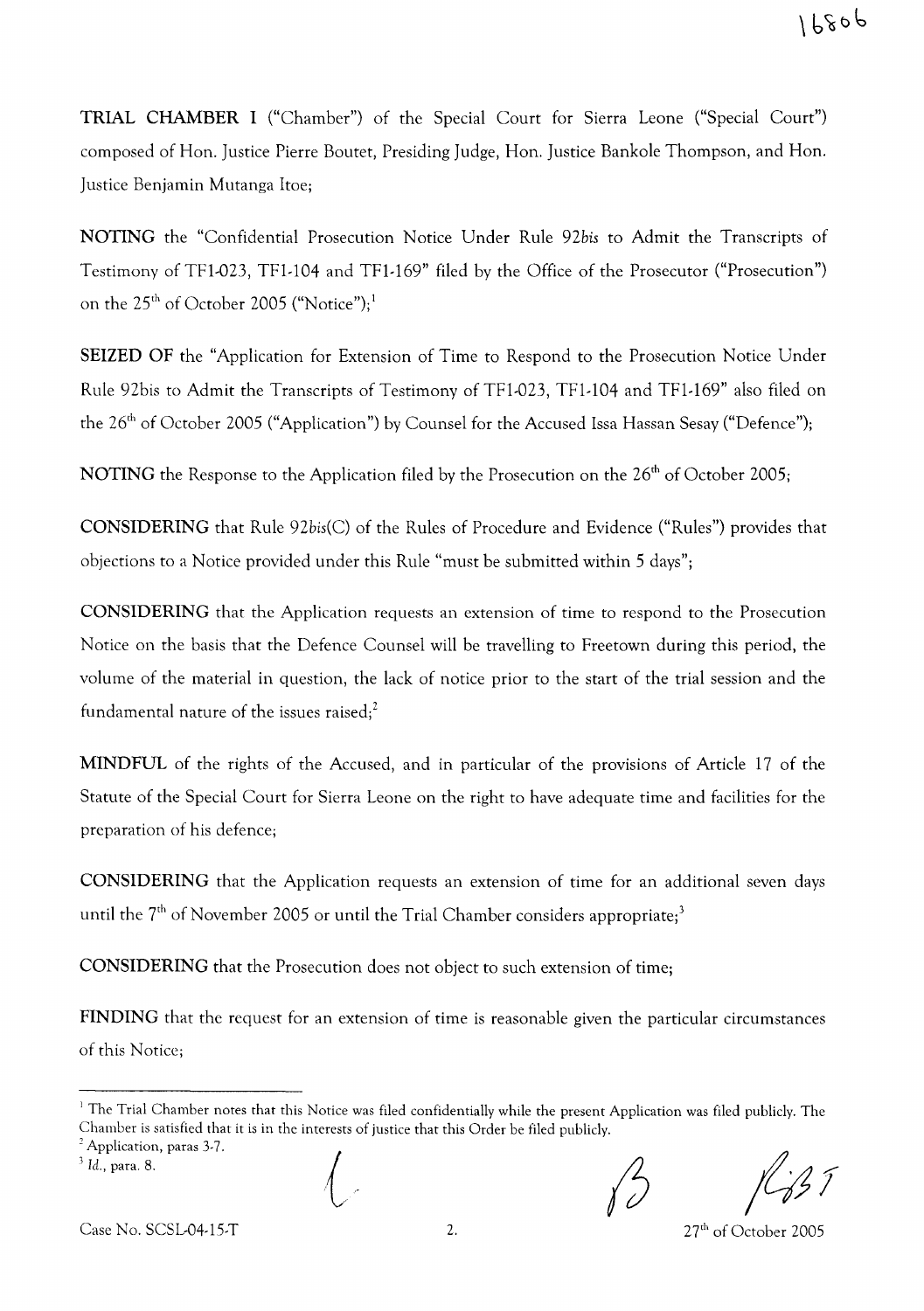**TRIAL CHAMBER I** ("Chamber") of the Special Court for Sierra Leone ("Special Court") composed of Hon. Justice Pierre Boutet, Presiding Judge, Hon. Justice Bankole Thompson, and Hon. Justice Benjamin Mutanga Itoe;

**NOTING** the "Confidential Prosecution Notice Under Rule 92*bis* to Admit the Transcripts of Testimony of TF1-023, TF1-104 and TF1-169" filed by the Office of the Prosecutor ("Prosecution") on the 25th of October 2005 ("Notice");[1]

**SEIZED OF** the "Application for Extension of Time to Respond to the Prosecution Notice Under Rule 92bis to Admit the Transcripts of Testimony of TF1-023, TF1-104 and TF1-169" also filed on the 26th of October 2005 ("Application") by Counsel for the Accused Issa Hassan Sesay ("Defence");

**NOTING** the Response to the Application filed by the Prosecution on the 26th of October 2005;

**CONSIDERING** that Rule 92*bis*(C) of the Rules of Procedure and Evidence ("Rules") provides that objections to a Notice provided under this Rule "must be submitted within 5 days";

**CONSIDERING** that the Application requests an extension of time to respond to the Prosecution Notice on the basis that the Defence Counsel will be travelling to Freetown during this period, the volume of the material in question, the lack of notice prior to the start of the trial session and the fundamental nature of the issues raised;[2]

**MINDFUL** of the rights of the Accused, and in particular of the provisions of Article 17 of the Statute of the Special Court for Sierra Leone on the right to have adequate time and facilities for the preparation of his defence;

**CONSIDERING** that the Application requests an extension of time for an additional seven days until the 7th of November 2005 or until the Trial Chamber considers appropriate;[3]

**CONSIDERING** that the Prosecution does not object to such extension of time;

**FINDING** that the request for an extension of time is reasonable given the particular circumstances of this Notice;

---

[1] The Trial Chamber notes that this Notice was filed confidentially while the present Application was filed publicly. The Chamber is satisfied that it is in the interests of justice that this Order be filed publicly.

[2] Application, paras 3-7.

[3] *Id.*, para. 8.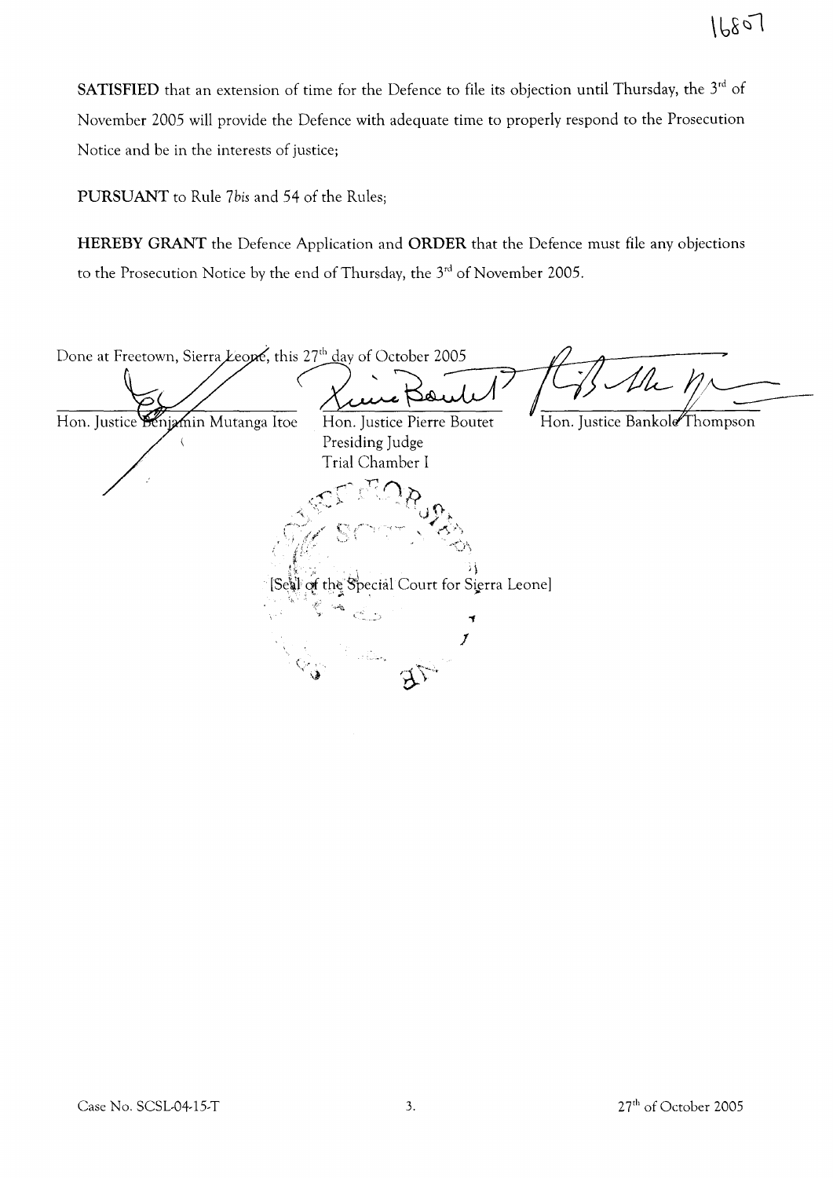**SATISFIED** that an extension of time for the Defence to file its objection until Thursday, the 3rd of November 2005 will provide the Defence with adequate time to properly respond to the Prosecution Notice and be in the interests of justice;

**PURSUANT** to Rule 7*bis* and 54 of the Rules;

**HEREBY GRANT** the Defence Application and **ORDER** that the Defence must file any objections to the Prosecution Notice by the end of Thursday, the 3rd of November 2005.

Done at Freetown, Sierra Leone, this 27th day of October 2005

Hon. Justice Benjamin Mutanga Itoe

Hon. Justice Pierre Boutet
Presiding Judge
Trial Chamber I

Hon. Justice Bankole Thompson

[Seal of the Special Court for Sierra Leone]

Case No. SCSL-04-15-T

27th of October 2005